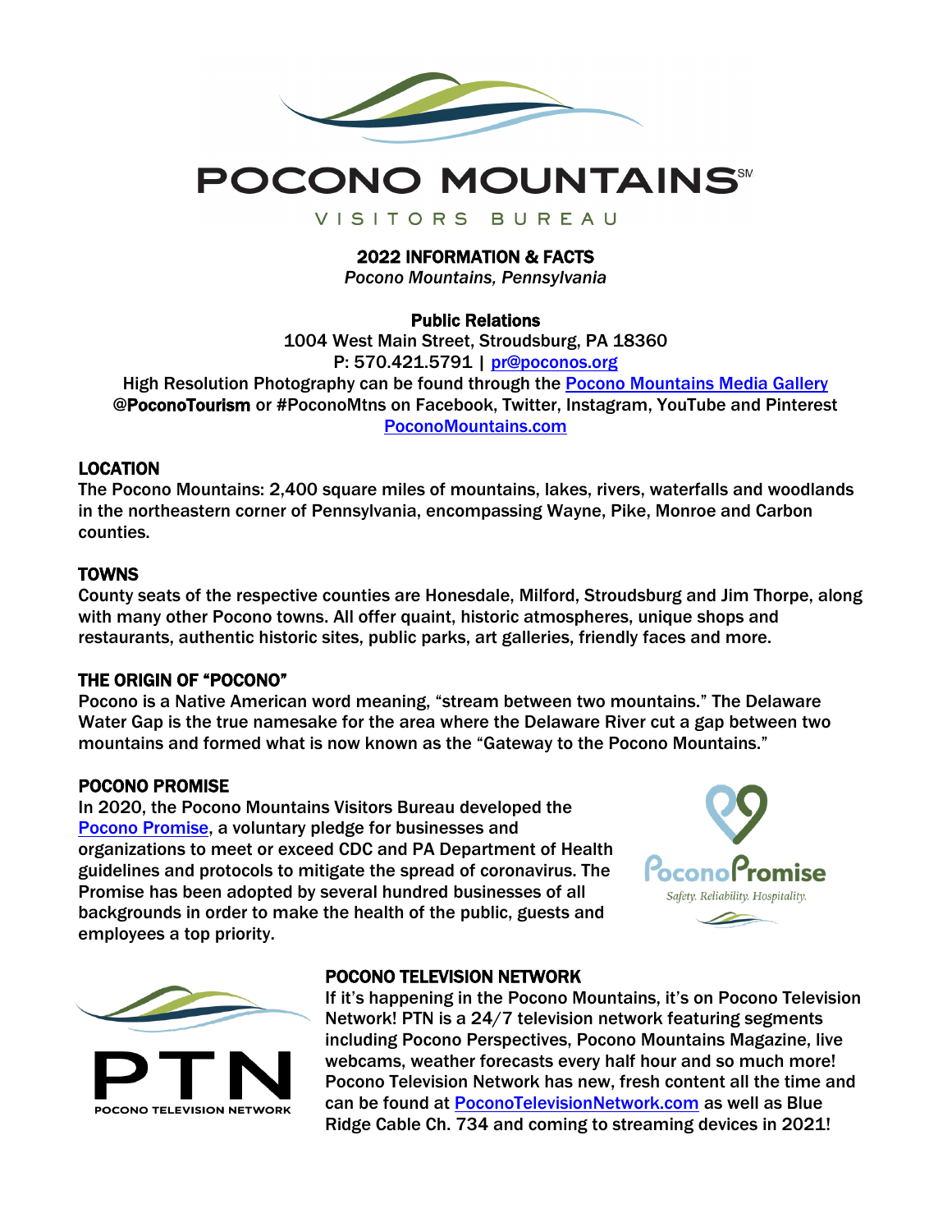# POCONO MOUNTAINS

VISITORS BUREAU

## 2022 INFORMATION & FACTS

*Pocono Mountains, Pennsylvania*

**Public Relations**

1004 West Main Street, Stroudsburg, PA 18360

P: 570.421.5791 | pr@poconos.org

High Resolution Photography can be found through the Pocono Mountains Media Gallery

**@PoconoTourism** or #PoconoMtns on Facebook, Twitter, Instagram, YouTube and Pinterest

PoconoMountains.com

### LOCATION

The Pocono Mountains: 2,400 square miles of mountains, lakes, rivers, waterfalls and woodlands in the northeastern corner of Pennsylvania, encompassing Wayne, Pike, Monroe and Carbon counties.

### TOWNS

County seats of the respective counties are Honesdale, Milford, Stroudsburg and Jim Thorpe, along with many other Pocono towns. All offer quaint, historic atmospheres, unique shops and restaurants, authentic historic sites, public parks, art galleries, friendly faces and more.

### THE ORIGIN OF "POCONO"

Pocono is a Native American word meaning, "stream between two mountains." The Delaware Water Gap is the true namesake for the area where the Delaware River cut a gap between two mountains and formed what is now known as the "Gateway to the Pocono Mountains."

### POCONO PROMISE

In 2020, the Pocono Mountains Visitors Bureau developed the Pocono Promise, a voluntary pledge for businesses and organizations to meet or exceed CDC and PA Department of Health guidelines and protocols to mitigate the spread of coronavirus. The Promise has been adopted by several hundred businesses of all backgrounds in order to make the health of the public, guests and employees a top priority.

### POCONO TELEVISION NETWORK

If it's happening in the Pocono Mountains, it's on Pocono Television Network! PTN is a 24/7 television network featuring segments including Pocono Perspectives, Pocono Mountains Magazine, live webcams, weather forecasts every half hour and so much more! Pocono Television Network has new, fresh content all the time and can be found at PoconoTelevisionNetwork.com as well as Blue Ridge Cable Ch. 734 and coming to streaming devices in 2021!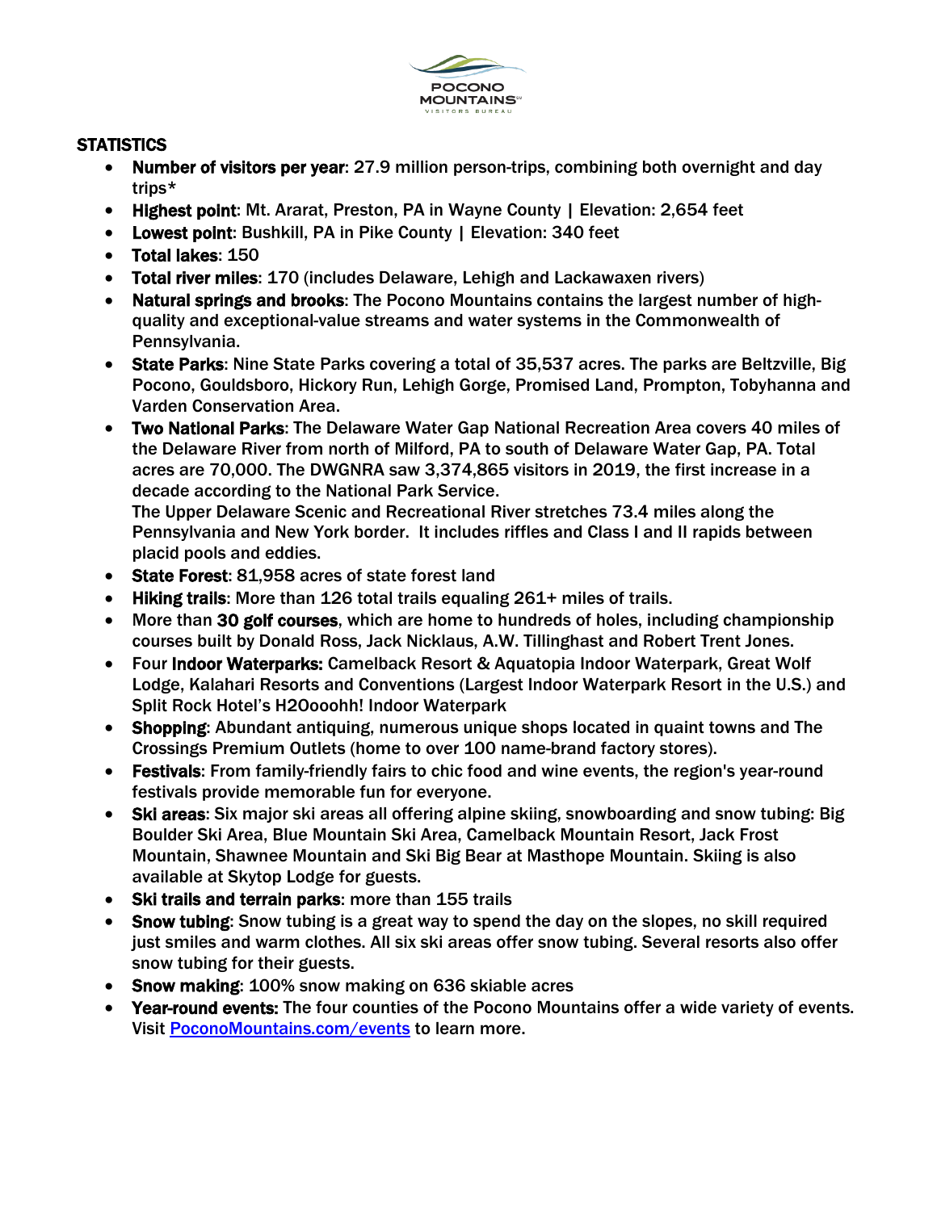## STATISTICS

- **Number of visitors per year**: 27.9 million person-trips, combining both overnight and day trips*
- **Highest point**: Mt. Ararat, Preston, PA in Wayne County | Elevation: 2,654 feet
- **Lowest point**: Bushkill, PA in Pike County | Elevation: 340 feet
- **Total lakes**: 150
- **Total river miles**: 170 (includes Delaware, Lehigh and Lackawaxen rivers)
- **Natural springs and brooks**: The Pocono Mountains contains the largest number of high-quality and exceptional-value streams and water systems in the Commonwealth of Pennsylvania.
- **State Parks**: Nine State Parks covering a total of 35,537 acres. The parks are Beltzville, Big Pocono, Gouldsboro, Hickory Run, Lehigh Gorge, Promised Land, Prompton, Tobyhanna and Varden Conservation Area.
- **Two National Parks**: The Delaware Water Gap National Recreation Area covers 40 miles of the Delaware River from north of Milford, PA to south of Delaware Water Gap, PA. Total acres are 70,000. The DWGNRA saw 3,374,865 visitors in 2019, the first increase in a decade according to the National Park Service.
  The Upper Delaware Scenic and Recreational River stretches 73.4 miles along the Pennsylvania and New York border. It includes riffles and Class I and II rapids between placid pools and eddies.
- **State Forest**: 81,958 acres of state forest land
- **Hiking trails**: More than 126 total trails equaling 261+ miles of trails.
- More than **30 golf courses**, which are home to hundreds of holes, including championship courses built by Donald Ross, Jack Nicklaus, A.W. Tillinghast and Robert Trent Jones.
- Four **Indoor Waterparks:** Camelback Resort & Aquatopia Indoor Waterpark, Great Wolf Lodge, Kalahari Resorts and Conventions (Largest Indoor Waterpark Resort in the U.S.) and Split Rock Hotel's H2Oooohh! Indoor Waterpark
- **Shopping**: Abundant antiquing, numerous unique shops located in quaint towns and The Crossings Premium Outlets (home to over 100 name-brand factory stores).
- **Festivals**: From family-friendly fairs to chic food and wine events, the region's year-round festivals provide memorable fun for everyone.
- **Ski areas**: Six major ski areas all offering alpine skiing, snowboarding and snow tubing: Big Boulder Ski Area, Blue Mountain Ski Area, Camelback Mountain Resort, Jack Frost Mountain, Shawnee Mountain and Ski Big Bear at Masthope Mountain. Skiing is also available at Skytop Lodge for guests.
- **Ski trails and terrain parks**: more than 155 trails
- **Snow tubing**: Snow tubing is a great way to spend the day on the slopes, no skill required just smiles and warm clothes. All six ski areas offer snow tubing. Several resorts also offer snow tubing for their guests.
- **Snow making**: 100% snow making on 636 skiable acres
- **Year-round events:** The four counties of the Pocono Mountains offer a wide variety of events. Visit [PoconoMountains.com/events](PoconoMountains.com/events) to learn more.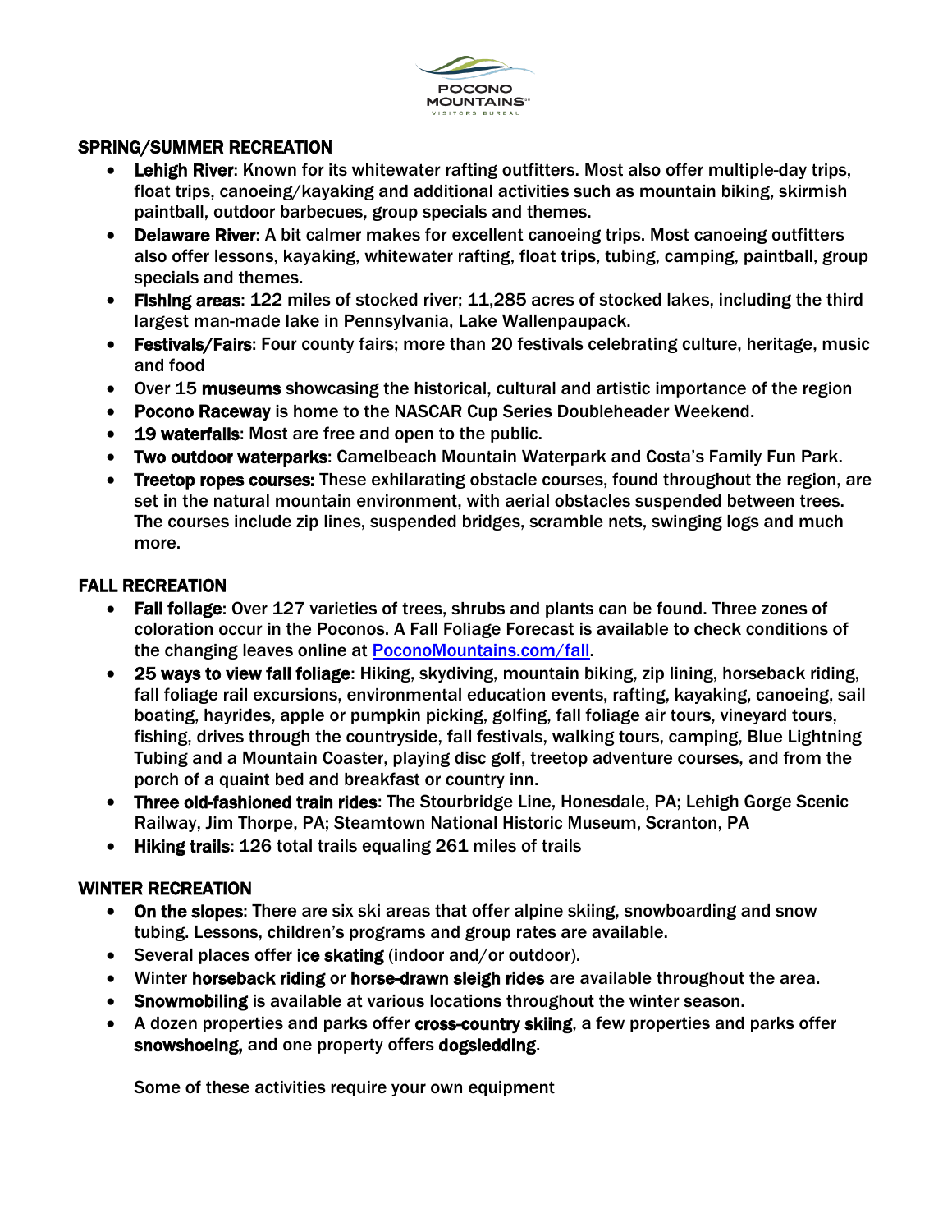## SPRING/SUMMER RECREATION

- **Lehigh River**: Known for its whitewater rafting outfitters. Most also offer multiple-day trips, float trips, canoeing/kayaking and additional activities such as mountain biking, skirmish paintball, outdoor barbecues, group specials and themes.
- **Delaware River**: A bit calmer makes for excellent canoeing trips. Most canoeing outfitters also offer lessons, kayaking, whitewater rafting, float trips, tubing, camping, paintball, group specials and themes.
- **Fishing areas**: 122 miles of stocked river; 11,285 acres of stocked lakes, including the third largest man-made lake in Pennsylvania, Lake Wallenpaupack.
- **Festivals/Fairs**: Four county fairs; more than 20 festivals celebrating culture, heritage, music and food
- Over 15 **museums** showcasing the historical, cultural and artistic importance of the region
- **Pocono Raceway** is home to the NASCAR Cup Series Doubleheader Weekend.
- **19 waterfalls**: Most are free and open to the public.
- **Two outdoor waterparks**: Camelbeach Mountain Waterpark and Costa's Family Fun Park.
- **Treetop ropes courses:** These exhilarating obstacle courses, found throughout the region, are set in the natural mountain environment, with aerial obstacles suspended between trees. The courses include zip lines, suspended bridges, scramble nets, swinging logs and much more.

## FALL RECREATION

- **Fall foliage**: Over 127 varieties of trees, shrubs and plants can be found. Three zones of coloration occur in the Poconos. A Fall Foliage Forecast is available to check conditions of the changing leaves online at [PoconoMountains.com/fall](PoconoMountains.com/fall).
- **25 ways to view fall foliage**: Hiking, skydiving, mountain biking, zip lining, horseback riding, fall foliage rail excursions, environmental education events, rafting, kayaking, canoeing, sail boating, hayrides, apple or pumpkin picking, golfing, fall foliage air tours, vineyard tours, fishing, drives through the countryside, fall festivals, walking tours, camping, Blue Lightning Tubing and a Mountain Coaster, playing disc golf, treetop adventure courses, and from the porch of a quaint bed and breakfast or country inn.
- **Three old-fashioned train rides**: The Stourbridge Line, Honesdale, PA; Lehigh Gorge Scenic Railway, Jim Thorpe, PA; Steamtown National Historic Museum, Scranton, PA
- **Hiking trails**: 126 total trails equaling 261 miles of trails

## WINTER RECREATION

- **On the slopes**: There are six ski areas that offer alpine skiing, snowboarding and snow tubing. Lessons, children's programs and group rates are available.
- Several places offer **ice skating** (indoor and/or outdoor).
- Winter **horseback riding** or **horse-drawn sleigh rides** are available throughout the area.
- **Snowmobiling** is available at various locations throughout the winter season.
- A dozen properties and parks offer **cross-country skiing**, a few properties and parks offer **snowshoeing,** and one property offers **dogsledding**.

Some of these activities require your own equipment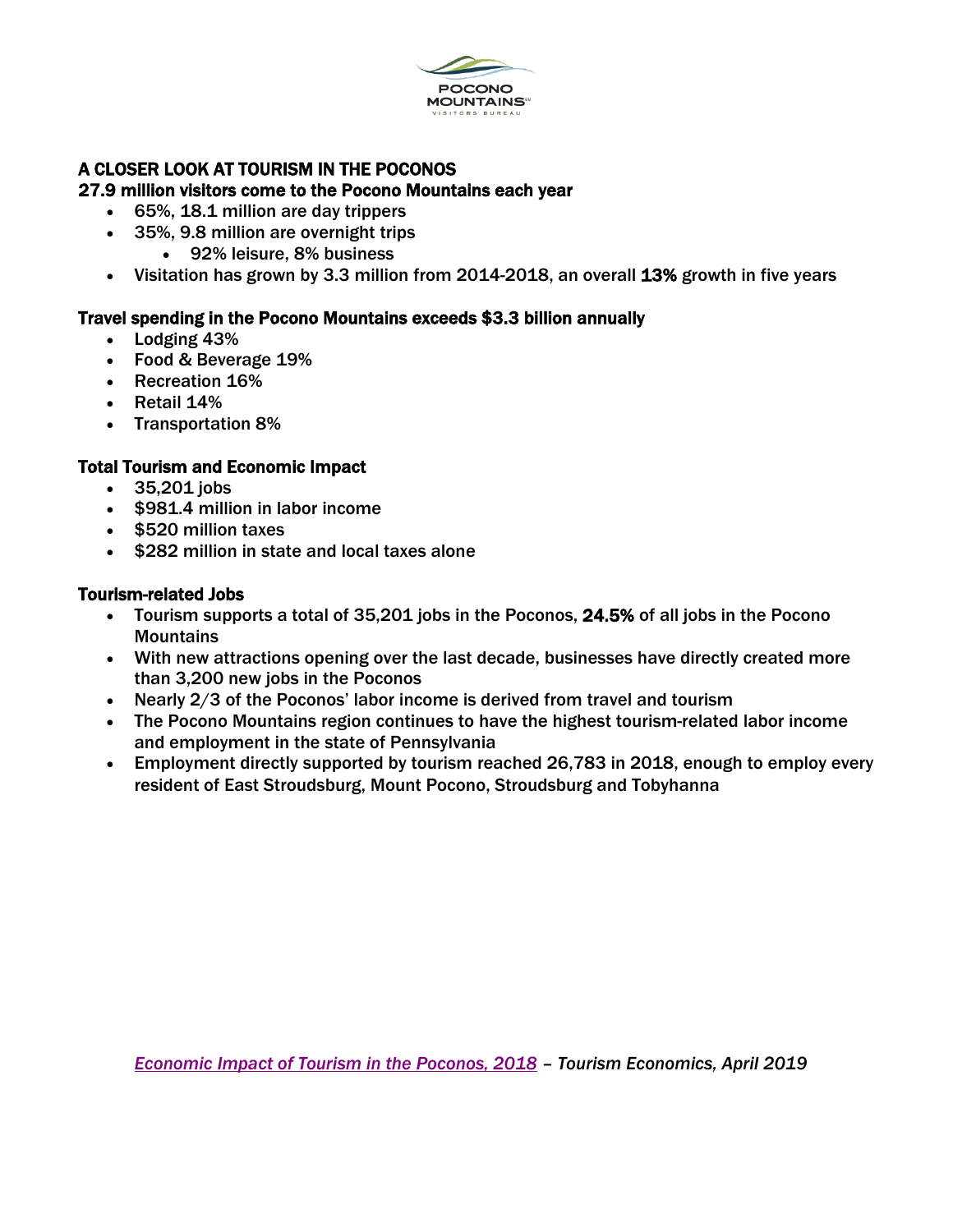POCONO MOUNTAINS
VISITORS BUREAU

## A CLOSER LOOK AT TOURISM IN THE POCONOS

### 27.9 million visitors come to the Pocono Mountains each year

- 65%, 18.1 million are day trippers
- 35%, 9.8 million are overnight trips
  - 92% leisure, 8% business
- Visitation has grown by 3.3 million from 2014-2018, an overall **13%** growth in five years

### Travel spending in the Pocono Mountains exceeds $3.3 billion annually

- Lodging 43%
- Food & Beverage 19%
- Recreation 16%
- Retail 14%
- Transportation 8%

### Total Tourism and Economic Impact

- 35,201 jobs
- $981.4 million in labor income
- $520 million taxes
- $282 million in state and local taxes alone

### Tourism-related Jobs

- Tourism supports a total of 35,201 jobs in the Poconos, **24.5%** of all jobs in the Pocono Mountains
- With new attractions opening over the last decade, businesses have directly created more than 3,200 new jobs in the Poconos
- Nearly 2/3 of the Poconos' labor income is derived from travel and tourism
- The Pocono Mountains region continues to have the highest tourism-related labor income and employment in the state of Pennsylvania
- Employment directly supported by tourism reached 26,783 in 2018, enough to employ every resident of East Stroudsburg, Mount Pocono, Stroudsburg and Tobyhanna

*Economic Impact of Tourism in the Poconos, 2018 – Tourism Economics, April 2019*